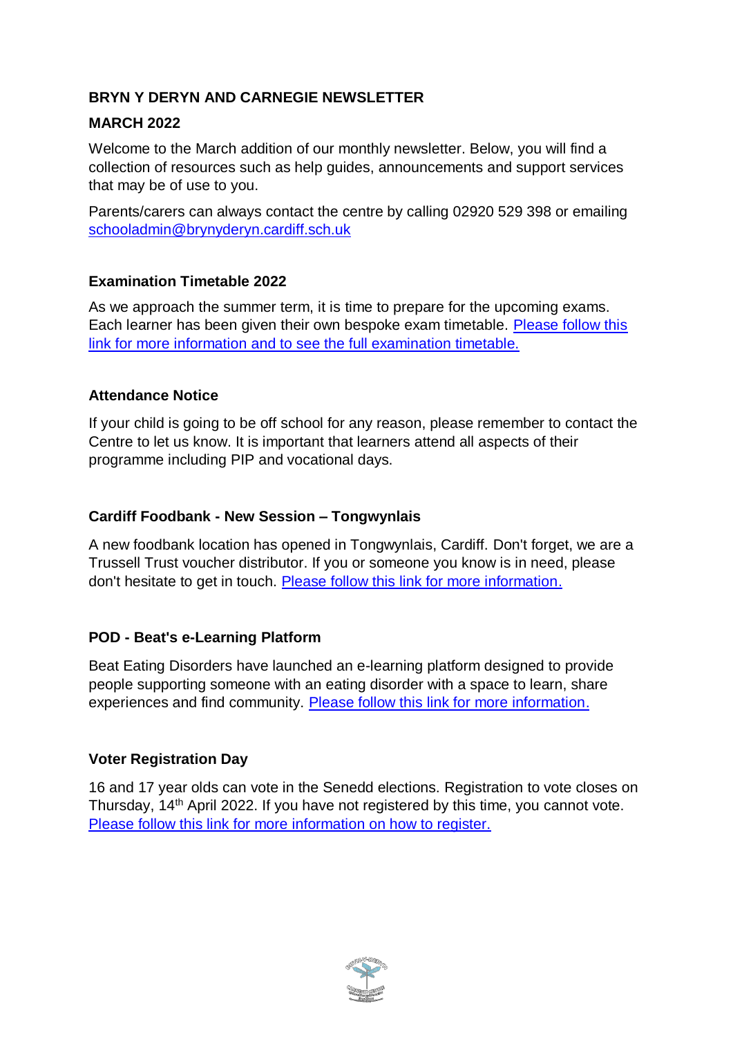**BRYN Y DERYN AND CARNEGIE NEWSLETTER**

**MARCH 2022**

Welcome to the March addition of our monthly newsletter. Below, you will find a collection of resources such as help guides, announcements and support services that may be of use to you.

Parents/carers can always contact the centre by calling 02920 529 398 or emailing schooladmin@brynyderyn.cardiff.sch.uk

**Examination Timetable 2022**

As we approach the summer term, it is time to prepare for the upcoming exams. Each learner has been given their own bespoke exam timetable. Please follow this link for more information and to see the full examination timetable.

**Attendance Notice**

If your child is going to be off school for any reason, please remember to contact the Centre to let us know. It is important that learners attend all aspects of their programme including PIP and vocational days.

**Cardiff Foodbank - New Session – Tongwynlais**

A new foodbank location has opened in Tongwynlais, Cardiff. Don't forget, we are a Trussell Trust voucher distributor. If you or someone you know is in need, please don't hesitate to get in touch. Please follow this link for more information.

**POD - Beat's e-Learning Platform**

Beat Eating Disorders have launched an e-learning platform designed to provide people supporting someone with an eating disorder with a space to learn, share experiences and find community. Please follow this link for more information.

**Voter Registration Day**

16 and 17 year olds can vote in the Senedd elections. Registration to vote closes on Thursday, 14th April 2022. If you have not registered by this time, you cannot vote. Please follow this link for more information on how to register.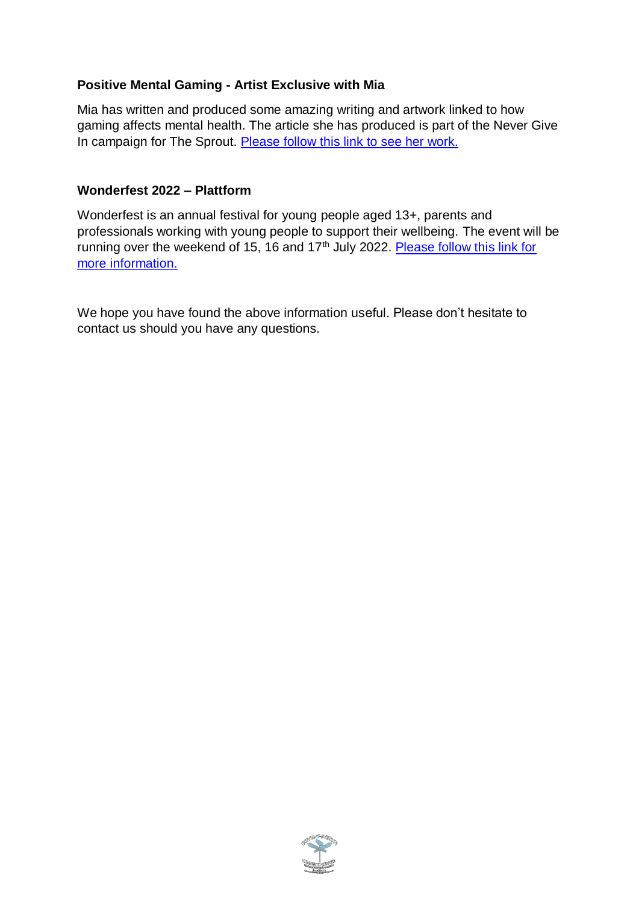### Positive Mental Gaming - Artist Exclusive with Mia

Mia has written and produced some amazing writing and artwork linked to how gaming affects mental health. The article she has produced is part of the Never Give In campaign for The Sprout. Please follow this link to see her work.

### Wonderfest 2022 – Plattform

Wonderfest is an annual festival for young people aged 13+, parents and professionals working with young people to support their wellbeing. The event will be running over the weekend of 15, 16 and 17th July 2022. Please follow this link for more information.

We hope you have found the above information useful. Please don't hesitate to contact us should you have any questions.